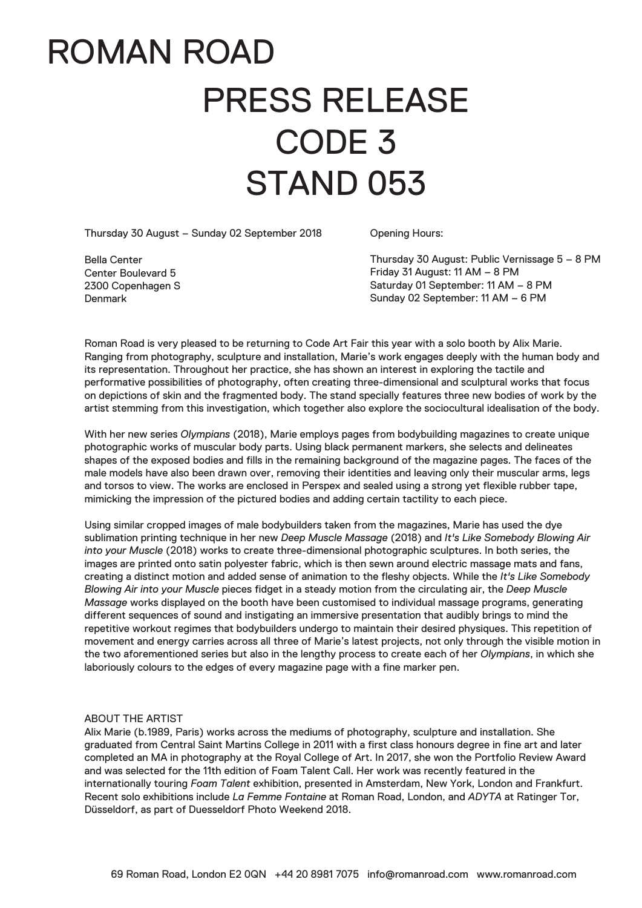# ROMAN ROAD

## PRESS RELEASE
## CODE 3
## STAND 053

Thursday 30 August – Sunday 02 September 2018

Bella Center
Center Boulevard 5
2300 Copenhagen S
Denmark

Opening Hours:

Thursday 30 August: Public Vernissage 5 – 8 PM
Friday 31 August: 11 AM – 8 PM
Saturday 01 September: 11 AM – 8 PM
Sunday 02 September: 11 AM – 6 PM

Roman Road is very pleased to be returning to Code Art Fair this year with a solo booth by Alix Marie. Ranging from photography, sculpture and installation, Marie's work engages deeply with the human body and its representation. Throughout her practice, she has shown an interest in exploring the tactile and performative possibilities of photography, often creating three-dimensional and sculptural works that focus on depictions of skin and the fragmented body. The stand specially features three new bodies of work by the artist stemming from this investigation, which together also explore the sociocultural idealisation of the body.

With her new series *Olympians* (2018), Marie employs pages from bodybuilding magazines to create unique photographic works of muscular body parts. Using black permanent markers, she selects and delineates shapes of the exposed bodies and fills in the remaining background of the magazine pages. The faces of the male models have also been drawn over, removing their identities and leaving only their muscular arms, legs and torsos to view. The works are enclosed in Perspex and sealed using a strong yet flexible rubber tape, mimicking the impression of the pictured bodies and adding certain tactility to each piece.

Using similar cropped images of male bodybuilders taken from the magazines, Marie has used the dye sublimation printing technique in her new *Deep Muscle Massage* (2018) and *It's Like Somebody Blowing Air into your Muscle* (2018) works to create three-dimensional photographic sculptures. In both series, the images are printed onto satin polyester fabric, which is then sewn around electric massage mats and fans, creating a distinct motion and added sense of animation to the fleshy objects. While the *It's Like Somebody Blowing Air into your Muscle* pieces fidget in a steady motion from the circulating air, the *Deep Muscle Massage* works displayed on the booth have been customised to individual massage programs, generating different sequences of sound and instigating an immersive presentation that audibly brings to mind the repetitive workout regimes that bodybuilders undergo to maintain their desired physiques. This repetition of movement and energy carries across all three of Marie's latest projects, not only through the visible motion in the two aforementioned series but also in the lengthy process to create each of her *Olympians*, in which she laboriously colours to the edges of every magazine page with a fine marker pen.

ABOUT THE ARTIST

Alix Marie (b.1989, Paris) works across the mediums of photography, sculpture and installation. She graduated from Central Saint Martins College in 2011 with a first class honours degree in fine art and later completed an MA in photography at the Royal College of Art. In 2017, she won the Portfolio Review Award and was selected for the 11th edition of Foam Talent Call. Her work was recently featured in the internationally touring *Foam Talent* exhibition, presented in Amsterdam, New York, London and Frankfurt. Recent solo exhibitions include *La Femme Fontaine* at Roman Road, London, and *ADYTA* at Ratinger Tor, Düsseldorf, as part of Duesseldorf Photo Weekend 2018.

69 Roman Road, London E2 0QN +44 20 8981 7075 info@romanroad.com www.romanroad.com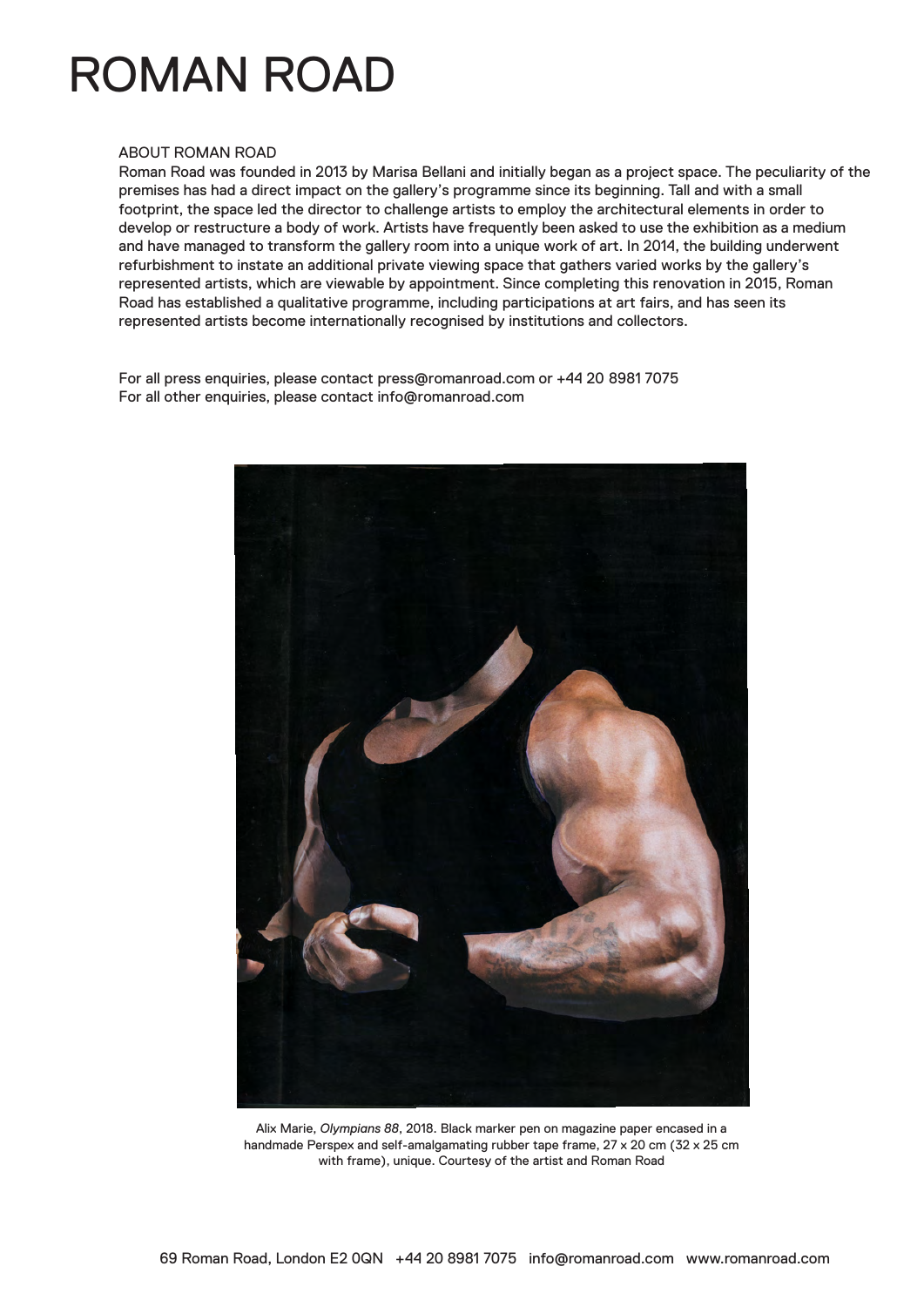# ROMAN ROAD

ABOUT ROMAN ROAD

Roman Road was founded in 2013 by Marisa Bellani and initially began as a project space. The peculiarity of the premises has had a direct impact on the gallery's programme since its beginning. Tall and with a small footprint, the space led the director to challenge artists to employ the architectural elements in order to develop or restructure a body of work. Artists have frequently been asked to use the exhibition as a medium and have managed to transform the gallery room into a unique work of art. In 2014, the building underwent refurbishment to instate an additional private viewing space that gathers varied works by the gallery's represented artists, which are viewable by appointment. Since completing this renovation in 2015, Roman Road has established a qualitative programme, including participations at art fairs, and has seen its represented artists become internationally recognised by institutions and collectors.

For all press enquiries, please contact press@romanroad.com or +44 20 8981 7075
For all other enquiries, please contact info@romanroad.com

Alix Marie, *Olympians 88*, 2018. Black marker pen on magazine paper encased in a handmade Perspex and self-amalgamating rubber tape frame, 27 x 20 cm (32 x 25 cm with frame), unique. Courtesy of the artist and Roman Road

69 Roman Road, London E2 0QN +44 20 8981 7075 info@romanroad.com www.romanroad.com